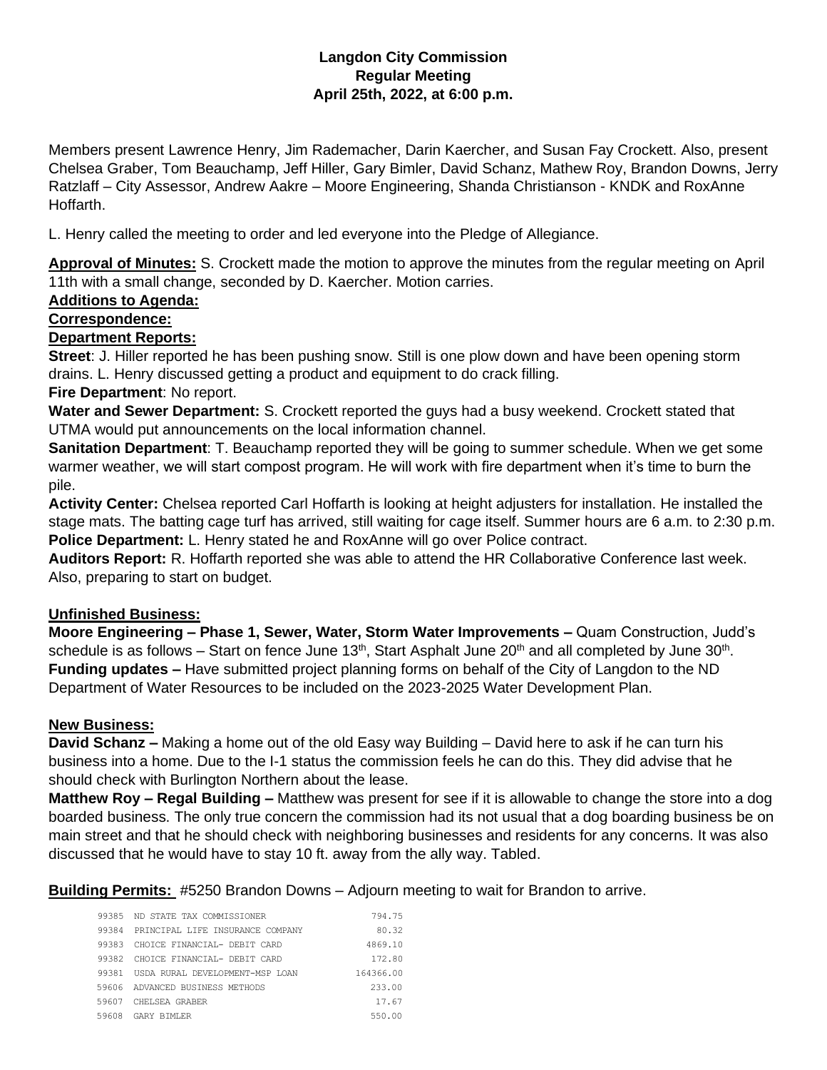# Langdon City Commission
## Regular Meeting
### April 25th, 2022, at 6:00 p.m.

Members present Lawrence Henry, Jim Rademacher, Darin Kaercher, and Susan Fay Crockett. Also, present Chelsea Graber, Tom Beauchamp, Jeff Hiller, Gary Bimler, David Schanz, Mathew Roy, Brandon Downs, Jerry Ratzlaff – City Assessor, Andrew Aakre – Moore Engineering, Shanda Christianson - KNDK and RoxAnne Hoffarth.

L. Henry called the meeting to order and led everyone into the Pledge of Allegiance.

**Approval of Minutes:** S. Crockett made the motion to approve the minutes from the regular meeting on April 11th with a small change, seconded by D. Kaercher. Motion carries.

**Additions to Agenda:**

**Correspondence:**

**Department Reports:**

**Street**: J. Hiller reported he has been pushing snow. Still is one plow down and have been opening storm drains. L. Henry discussed getting a product and equipment to do crack filling.

**Fire Department**: No report.

**Water and Sewer Department:** S. Crockett reported the guys had a busy weekend. Crockett stated that UTMA would put announcements on the local information channel.

**Sanitation Department**: T. Beauchamp reported they will be going to summer schedule. When we get some warmer weather, we will start compost program. He will work with fire department when it's time to burn the pile.

**Activity Center:** Chelsea reported Carl Hoffarth is looking at height adjusters for installation. He installed the stage mats. The batting cage turf has arrived, still waiting for cage itself. Summer hours are 6 a.m. to 2:30 p.m.

**Police Department:** L. Henry stated he and RoxAnne will go over Police contract.

**Auditors Report:** R. Hoffarth reported she was able to attend the HR Collaborative Conference last week. Also, preparing to start on budget.

**Unfinished Business:**

**Moore Engineering – Phase 1, Sewer, Water, Storm Water Improvements –** Quam Construction, Judd's schedule is as follows – Start on fence June 13th, Start Asphalt June 20th and all completed by June 30th.

**Funding updates –** Have submitted project planning forms on behalf of the City of Langdon to the ND Department of Water Resources to be included on the 2023-2025 Water Development Plan.

**New Business:**

**David Schanz –** Making a home out of the old Easy way Building – David here to ask if he can turn his business into a home. Due to the I-1 status the commission feels he can do this. They did advise that he should check with Burlington Northern about the lease.

**Matthew Roy – Regal Building –** Matthew was present for see if it is allowable to change the store into a dog boarded business. The only true concern the commission had its not usual that a dog boarding business be on main street and that he should check with neighboring businesses and residents for any concerns. It was also discussed that he would have to stay 10 ft. away from the ally way. Tabled.

**Building Permits:** #5250 Brandon Downs – Adjourn meeting to wait for Brandon to arrive.

| | | |
|---|---|---|
| 99385 | ND STATE TAX COMMISSIONER | 794.75 |
| 99384 | PRINCIPAL LIFE INSURANCE COMPANY | 80.32 |
| 99383 | CHOICE FINANCIAL- DEBIT CARD | 4869.10 |
| 99382 | CHOICE FINANCIAL- DEBIT CARD | 172.80 |
| 99381 | USDA RURAL DEVELOPMENT-MSP LOAN | 164366.00 |
| 59606 | ADVANCED BUSINESS METHODS | 233.00 |
| 59607 | CHELSEA GRABER | 17.67 |
| 59608 | GARY BIMLER | 550.00 |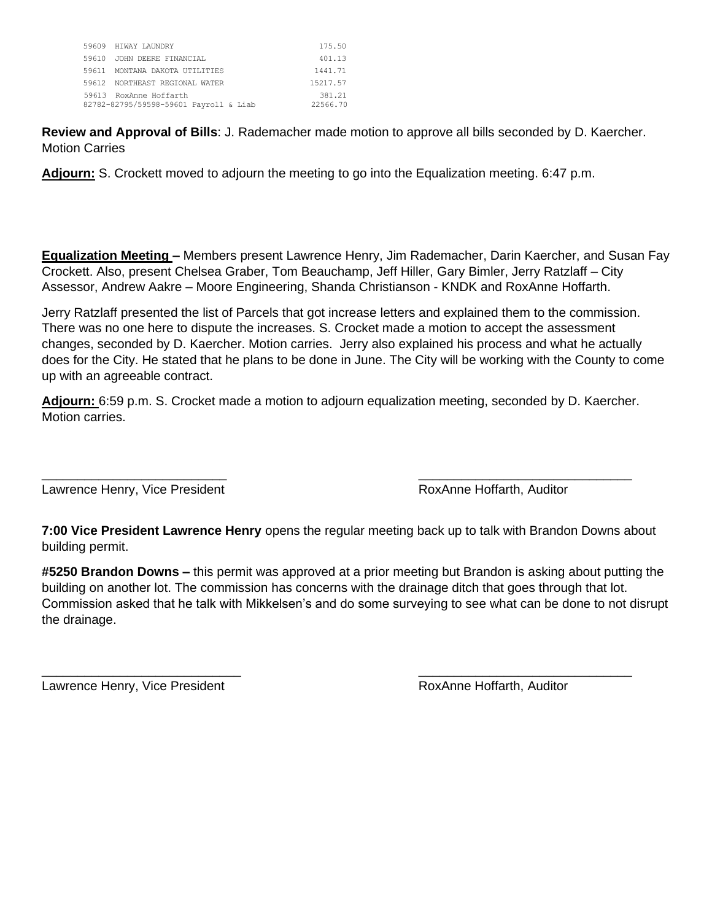| | | |
|---|---|---|
| 59609 | HIWAY LAUNDRY | 175.50 |
| 59610 | JOHN DEERE FINANCIAL | 401.13 |
| 59611 | MONTANA DAKOTA UTILITIES | 1441.71 |
| 59612 | NORTHEAST REGIONAL WATER | 15217.57 |
| 59613 | RoxAnne Hoffarth | 381.21 |
| 82782-82795/59598-59601 Payroll & Liab | | 22566.70 |

**Review and Approval of Bills**: J. Rademacher made motion to approve all bills seconded by D. Kaercher. Motion Carries

**Adjourn:** S. Crockett moved to adjourn the meeting to go into the Equalization meeting. 6:47 p.m.

**Equalization Meeting –** Members present Lawrence Henry, Jim Rademacher, Darin Kaercher, and Susan Fay Crockett. Also, present Chelsea Graber, Tom Beauchamp, Jeff Hiller, Gary Bimler, Jerry Ratzlaff – City Assessor, Andrew Aakre – Moore Engineering, Shanda Christianson - KNDK and RoxAnne Hoffarth.

Jerry Ratzlaff presented the list of Parcels that got increase letters and explained them to the commission. There was no one here to dispute the increases. S. Crocket made a motion to accept the assessment changes, seconded by D. Kaercher. Motion carries. Jerry also explained his process and what he actually does for the City. He stated that he plans to be done in June. The City will be working with the County to come up with an agreeable contract.

**Adjourn:** 6:59 p.m. S. Crocket made a motion to adjourn equalization meeting, seconded by D. Kaercher. Motion carries.

\_\_\_\_\_\_\_\_\_\_\_\_\_\_\_\_\_\_\_\_\_\_\_\_\_\_ \_\_\_\_\_\_\_\_\_\_\_\_\_\_\_\_\_\_\_\_\_\_\_\_\_\_\_\_\_\_

Lawrence Henry, Vice President RoxAnne Hoffarth, Auditor

**7:00 Vice President Lawrence Henry** opens the regular meeting back up to talk with Brandon Downs about building permit.

**#5250 Brandon Downs –** this permit was approved at a prior meeting but Brandon is asking about putting the building on another lot. The commission has concerns with the drainage ditch that goes through that lot. Commission asked that he talk with Mikkelsen's and do some surveying to see what can be done to not disrupt the drainage.

\_\_\_\_\_\_\_\_\_\_\_\_\_\_\_\_\_\_\_\_\_\_\_\_\_\_\_\_ \_\_\_\_\_\_\_\_\_\_\_\_\_\_\_\_\_\_\_\_\_\_\_\_\_\_\_\_\_\_

Lawrence Henry, Vice President RoxAnne Hoffarth, Auditor